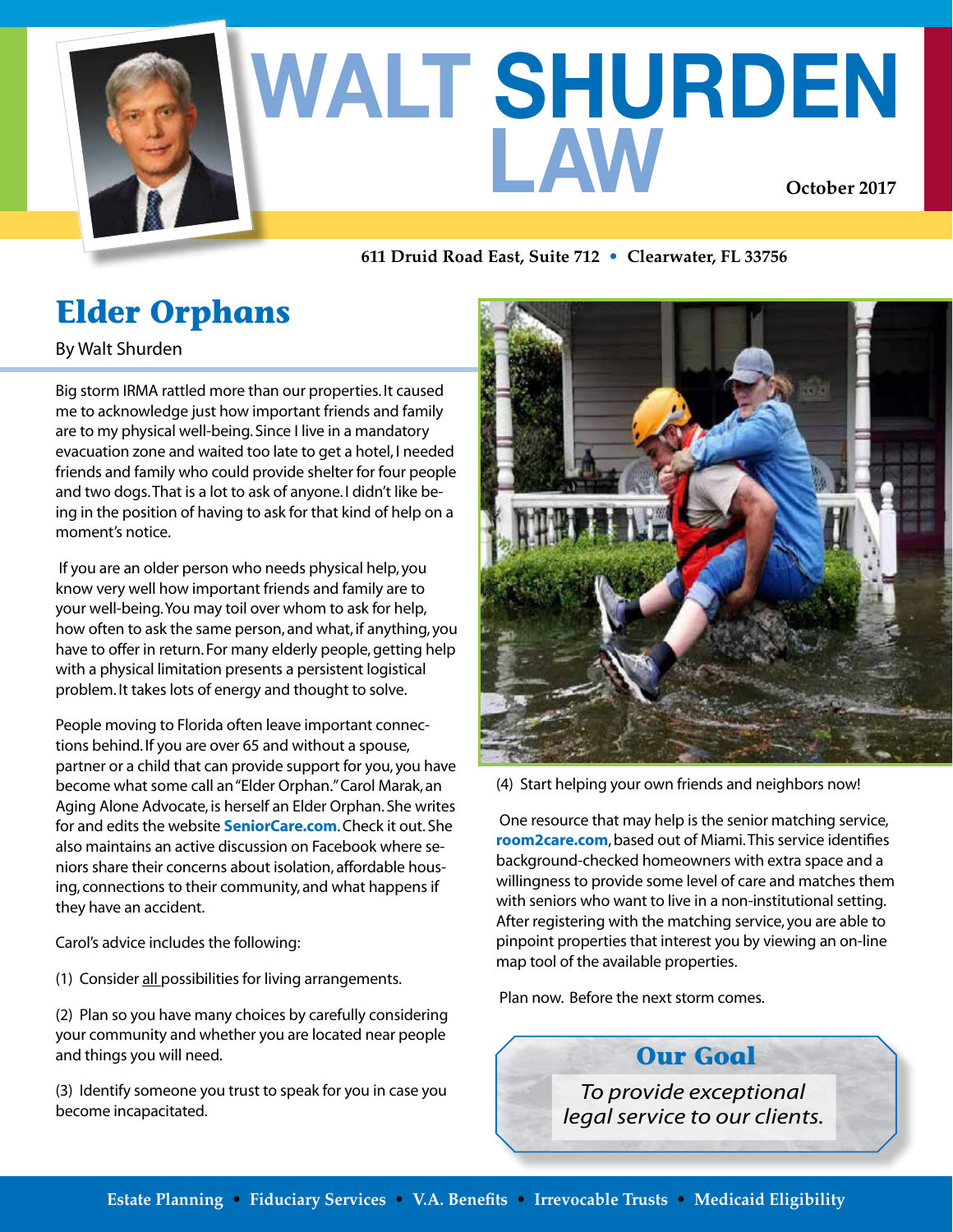# WALT SHURDEN LAW

October 2017

611 Druid Road East, Suite 712 • Clearwater, FL 33756

## Elder Orphans

By Walt Shurden

Big storm IRMA rattled more than our properties. It caused me to acknowledge just how important friends and family are to my physical well-being. Since I live in a mandatory evacuation zone and waited too late to get a hotel, I needed friends and family who could provide shelter for four people and two dogs. That is a lot to ask of anyone. I didn't like being in the position of having to ask for that kind of help on a moment's notice.

If you are an older person who needs physical help, you know very well how important friends and family are to your well-being. You may toil over whom to ask for help, how often to ask the same person, and what, if anything, you have to offer in return. For many elderly people, getting help with a physical limitation presents a persistent logistical problem. It takes lots of energy and thought to solve.

People moving to Florida often leave important connections behind. If you are over 65 and without a spouse, partner or a child that can provide support for you, you have become what some call an "Elder Orphan." Carol Marak, an Aging Alone Advocate, is herself an Elder Orphan. She writes for and edits the website **SeniorCare.com**. Check it out. She also maintains an active discussion on Facebook where seniors share their concerns about isolation, affordable housing, connections to their community, and what happens if they have an accident.

Carol's advice includes the following:

(1) Consider all possibilities for living arrangements.

(2) Plan so you have many choices by carefully considering your community and whether you are located near people and things you will need.

(3) Identify someone you trust to speak for you in case you become incapacitated.

(4) Start helping your own friends and neighbors now!

One resource that may help is the senior matching service, **room2care.com**, based out of Miami. This service identifies background-checked homeowners with extra space and a willingness to provide some level of care and matches them with seniors who want to live in a non-institutional setting. After registering with the matching service, you are able to pinpoint properties that interest you by viewing an on-line map tool of the available properties.

Plan now. Before the next storm comes.

### Our Goal

*To provide exceptional legal service to our clients.*

Estate Planning • Fiduciary Services • V.A. Benefits • Irrevocable Trusts • Medicaid Eligibility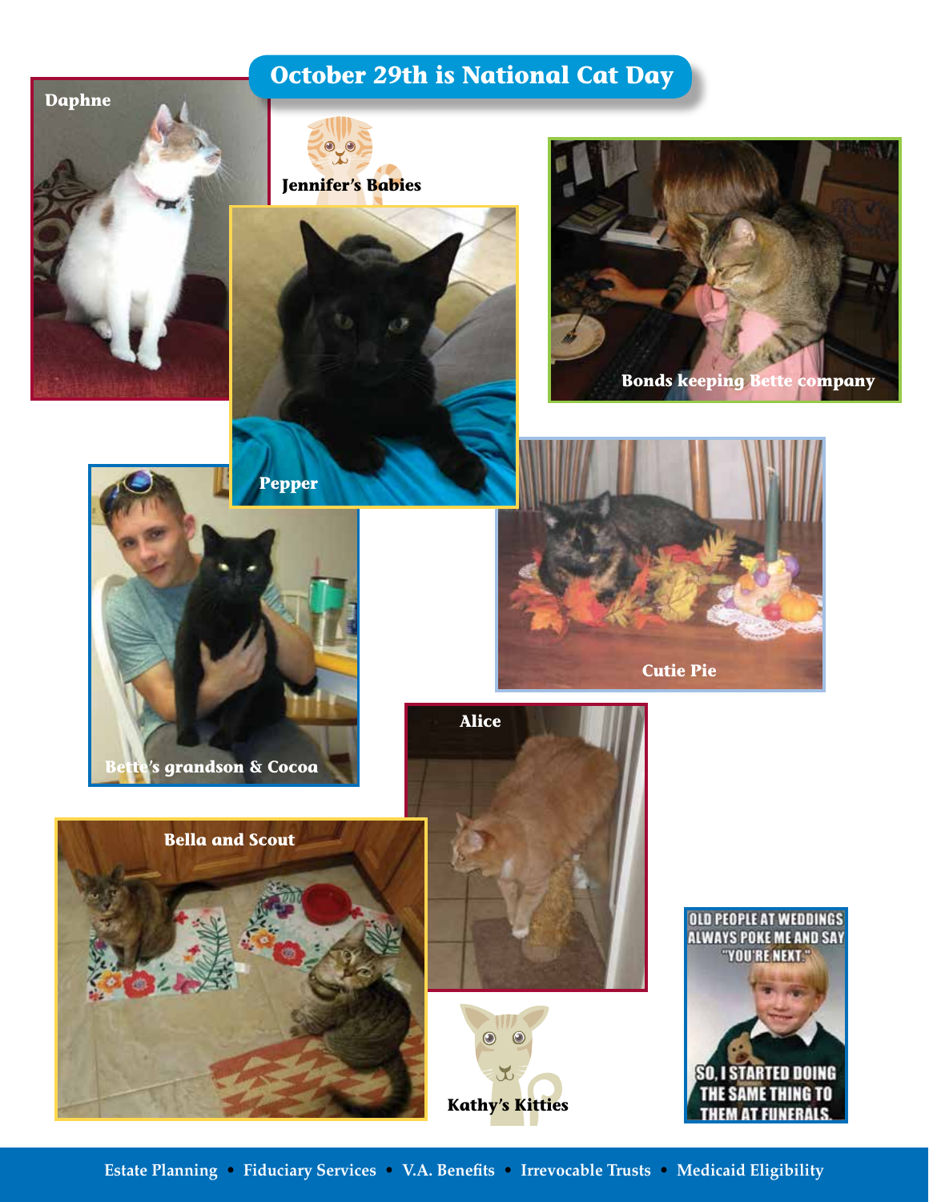## October 29th is National Cat Day

Daphne

Jennifer's Babies

Pepper

Bonds keeping Bette company

Bette's grandson & Cocoa

Cutie Pie

Alice

Bella and Scout

Kathy's Kitties

OLD PEOPLE AT WEDDINGS ALWAYS POKE ME AND SAY "YOU'RE NEXT." SO, I STARTED DOING THE SAME THING TO THEM AT FUNERALS.

Estate Planning • Fiduciary Services • V.A. Benefits • Irrevocable Trusts • Medicaid Eligibility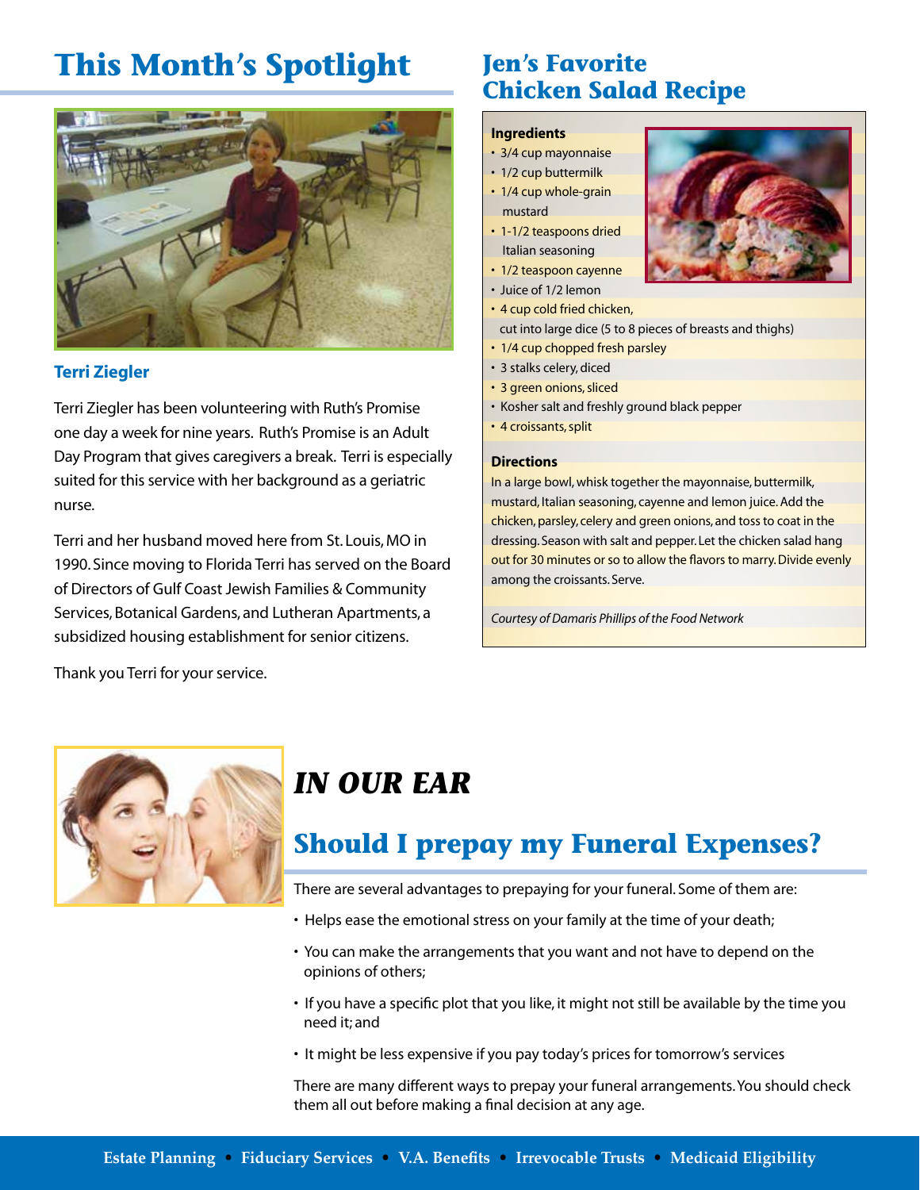# This Month's Spotlight

### Terri Ziegler

Terri Ziegler has been volunteering with Ruth's Promise one day a week for nine years. Ruth's Promise is an Adult Day Program that gives caregivers a break. Terri is especially suited for this service with her background as a geriatric nurse.

Terri and her husband moved here from St. Louis, MO in 1990. Since moving to Florida Terri has served on the Board of Directors of Gulf Coast Jewish Families & Community Services, Botanical Gardens, and Lutheran Apartments, a subsidized housing establishment for senior citizens.

Thank you Terri for your service.

# Jen's Favorite Chicken Salad Recipe

**Ingredients**

- 3/4 cup mayonnaise
- 1/2 cup buttermilk
- 1/4 cup whole-grain mustard
- 1-1/2 teaspoons dried Italian seasoning
- 1/2 teaspoon cayenne
- Juice of 1/2 lemon
- 4 cup cold fried chicken, cut into large dice (5 to 8 pieces of breasts and thighs)
- 1/4 cup chopped fresh parsley
- 3 stalks celery, diced
- 3 green onions, sliced
- Kosher salt and freshly ground black pepper
- 4 croissants, split

**Directions**

In a large bowl, whisk together the mayonnaise, buttermilk, mustard, Italian seasoning, cayenne and lemon juice. Add the chicken, parsley, celery and green onions, and toss to coat in the dressing. Season with salt and pepper. Let the chicken salad hang out for 30 minutes or so to allow the flavors to marry. Divide evenly among the croissants. Serve.

*Courtesy of Damaris Phillips of the Food Network*

# *IN OUR EAR*

## Should I prepay my Funeral Expenses?

There are several advantages to prepaying for your funeral. Some of them are:

- Helps ease the emotional stress on your family at the time of your death;
- You can make the arrangements that you want and not have to depend on the opinions of others;
- If you have a specific plot that you like, it might not still be available by the time you need it; and
- It might be less expensive if you pay today's prices for tomorrow's services

There are many different ways to prepay your funeral arrangements. You should check them all out before making a final decision at any age.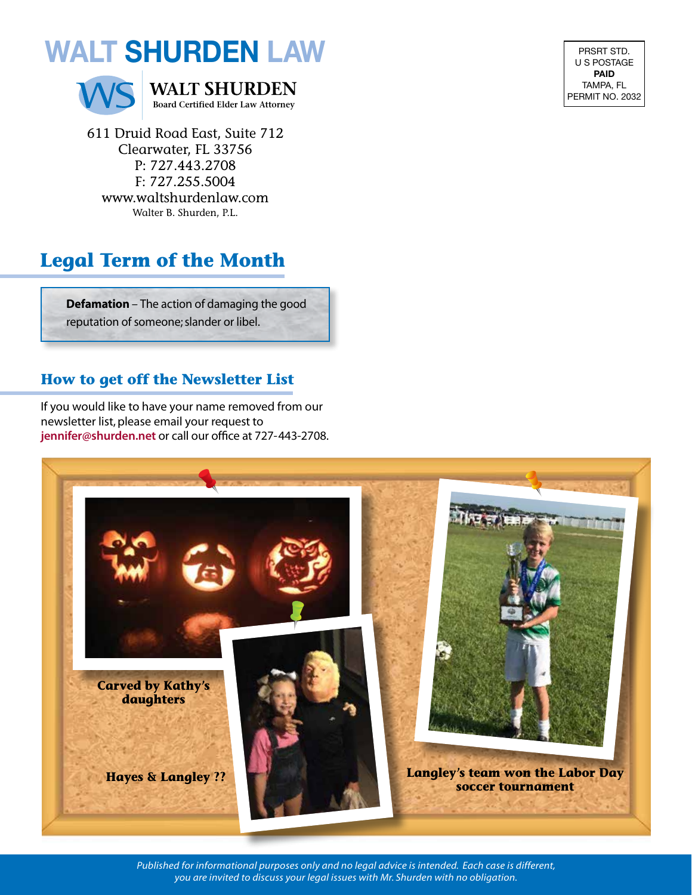# WALT SHURDEN LAW

**WALT SHURDEN**
Board Certified Elder Law Attorney

611 Druid Road East, Suite 712
Clearwater, FL 33756
P: 727.443.2708
F: 727.255.5004
www.waltshurdenlaw.com
Walter B. Shurden, P.L.

PRSRT STD.
U S POSTAGE
**PAID**
TAMPA, FL
PERMIT NO. 2032

## Legal Term of the Month

**Defamation** – The action of damaging the good reputation of someone; slander or libel.

## How to get off the Newsletter List

If you would like to have your name removed from our newsletter list, please email your request to **jennifer@shurden.net** or call our office at 727-443-2708.

**Carved by Kathy's daughters**

**Hayes & Langley ??**

**Langley's team won the Labor Day soccer tournament**

*Published for informational purposes only and no legal advice is intended. Each case is different, you are invited to discuss your legal issues with Mr. Shurden with no obligation.*